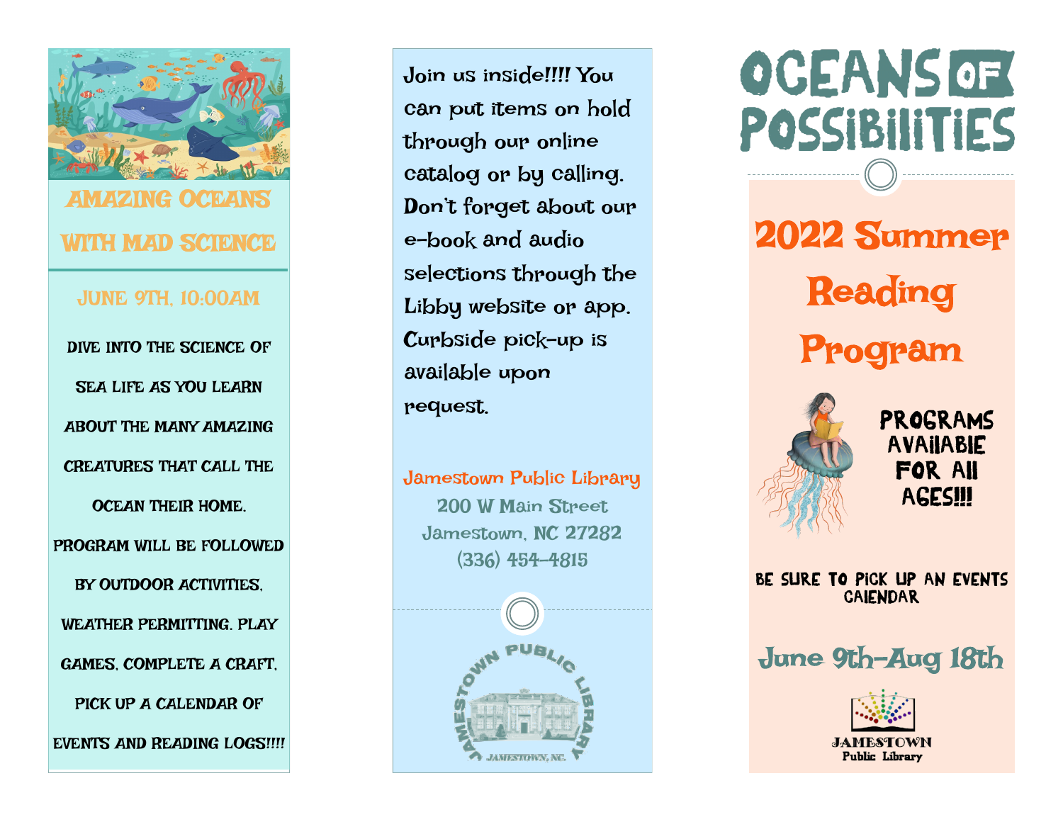## AMAZING OCEANS WITH MAD SCIENCE

JUNE 9TH, 10:00AM

DIVE INTO THE SCIENCE OF SEA LIFE AS YOU LEARN ABOUT THE MANY AMAZING CREATURES THAT CALL THE OCEAN THEIR HOME. PROGRAM WILL BE FOLLOWED BY OUTDOOR ACTIVITIES, WEATHER PERMITTING. PLAY GAMES, COMPLETE A CRAFT, PICK UP A CALENDAR OF EVENTS AND READING LOGS!!!!

Join us inside!!!! You can put items on hold through our online catalog or by calling. Don't forget about our e-book and audio selections through the Libby website or app. Curbside pick-up is available upon request.

Jamestown Public Library
200 W Main Street
Jamestown, NC 27282
(336) 454-4815

JAMESTOWN PUBLIC LIBRARY
JAMESTOWN, NC.

# OCEANS OF POSSIBILITIES

## 2022 Summer Reading Program

PROGRAMS AVAILABLE FOR ALL AGES!!!

BE SURE TO PICK UP AN EVENTS CALENDAR

June 9th-Aug 18th

JAMESTOWN Public Library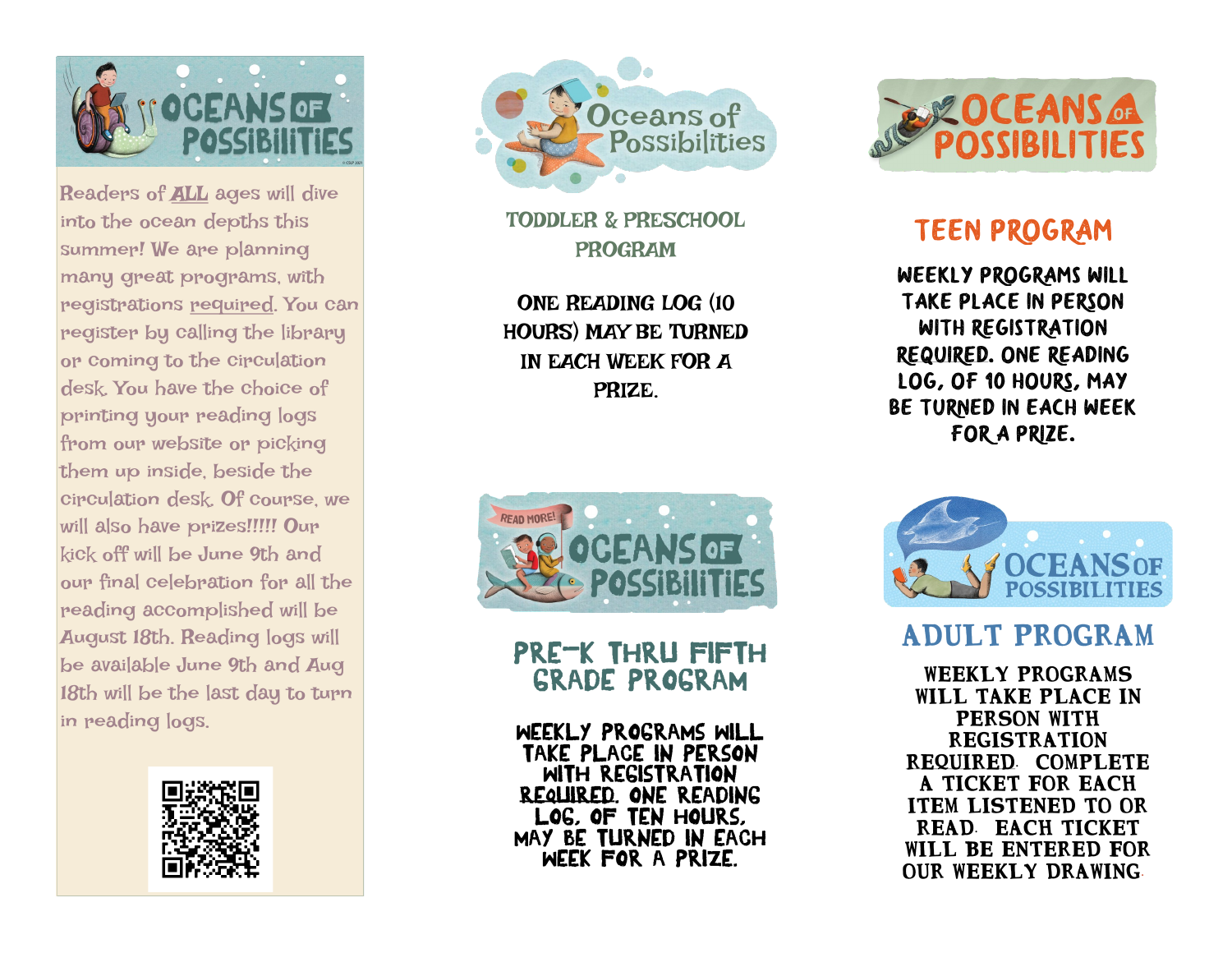# Oceans of Possibilities

Readers of **ALL** ages will dive into the ocean depths this summer! We are planning many great programs, with registrations required. You can register by calling the library or coming to the circulation desk. You have the choice of printing your reading logs from our website or picking them up inside, beside the circulation desk. Of course, we will also have prizes!!!!! Our kick off will be June 9th and our final celebration for all the reading accomplished will be August 18th. Reading logs will be available June 9th and Aug 18th will be the last day to turn in reading logs.

## Toddler & Preschool Program

ONE READING LOG (10 HOURS) MAY BE TURNED IN EACH WEEK FOR A PRIZE.

## Pre-K thru Fifth Grade Program

WEEKLY PROGRAMS WILL TAKE PLACE IN PERSON WITH REGISTRATION REQUIRED. ONE READING LOG, OF TEN HOURS, MAY BE TURNED IN EACH WEEK FOR A PRIZE.

## Teen Program

WEEKLY PROGRAMS WILL TAKE PLACE IN PERSON WITH REGISTRATION REQUIRED. ONE READING LOG, OF 10 HOURS, MAY BE TURNED IN EACH WEEK FOR A PRIZE.

## Adult Program

WEEKLY PROGRAMS WILL TAKE PLACE IN PERSON WITH REGISTRATION REQUIRED. COMPLETE A TICKET FOR EACH ITEM LISTENED TO OR READ. EACH TICKET WILL BE ENTERED FOR OUR WEEKLY DRAWING.